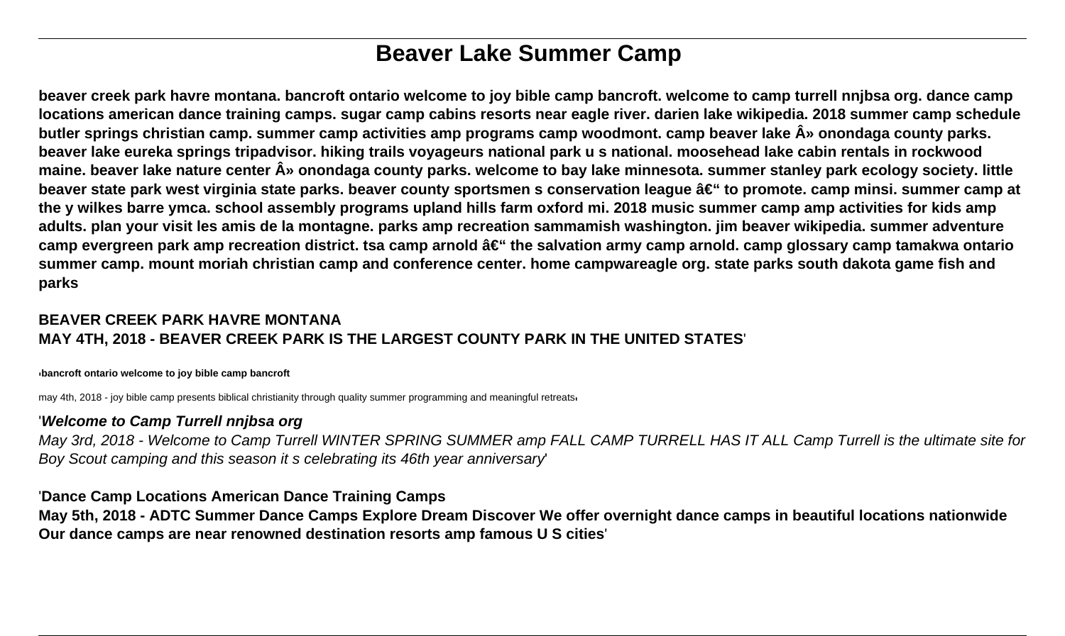# Beaver Lake Summer Camp

**beaver creek park havre montana. bancroft ontario welcome to joy bible camp bancroft. welcome to camp turrell nnjbsa org. dance camp locations american dance training camps. sugar camp cabins resorts near eagle river. darien lake wikipedia. 2018 summer camp schedule butler springs christian camp. summer camp activities amp programs camp woodmont. camp beaver lake Â» onondaga county parks. beaver lake eureka springs tripadvisor. hiking trails voyageurs national park u s national. moosehead lake cabin rentals in rockwood maine. beaver lake nature center Â» onondaga county parks. welcome to bay lake minnesota. summer stanley park ecology society. little beaver state park west virginia state parks. beaver county sportsmen s conservation league â€" to promote. camp minsi. summer camp at the y wilkes barre ymca. school assembly programs upland hills farm oxford mi. 2018 music summer camp amp activities for kids amp adults. plan your visit les amis de la montagne. parks amp recreation sammamish washington. jim beaver wikipedia. summer adventure camp evergreen park amp recreation district. tsa camp arnold â€" the salvation army camp arnold. camp glossary camp tamakwa ontario summer camp. mount moriah christian camp and conference center. home campwareagle org. state parks south dakota game fish and parks**

## BEAVER CREEK PARK HAVRE MONTANA
**MAY 4TH, 2018 - BEAVER CREEK PARK IS THE LARGEST COUNTY PARK IN THE UNITED STATES**'

'**bancroft ontario welcome to joy bible camp bancroft**

may 4th, 2018 - joy bible camp presents biblical christianity through quality summer programming and meaningful retreats'

'***Welcome to Camp Turrell nnjbsa org***

*May 3rd, 2018 - Welcome to Camp Turrell WINTER SPRING SUMMER amp FALL CAMP TURRELL HAS IT ALL Camp Turrell is the ultimate site for Boy Scout camping and this season it s celebrating its 46th year anniversary*'

'**Dance Camp Locations American Dance Training Camps**

**May 5th, 2018 - ADTC Summer Dance Camps Explore Dream Discover We offer overnight dance camps in beautiful locations nationwide Our dance camps are near renowned destination resorts amp famous U S cities**'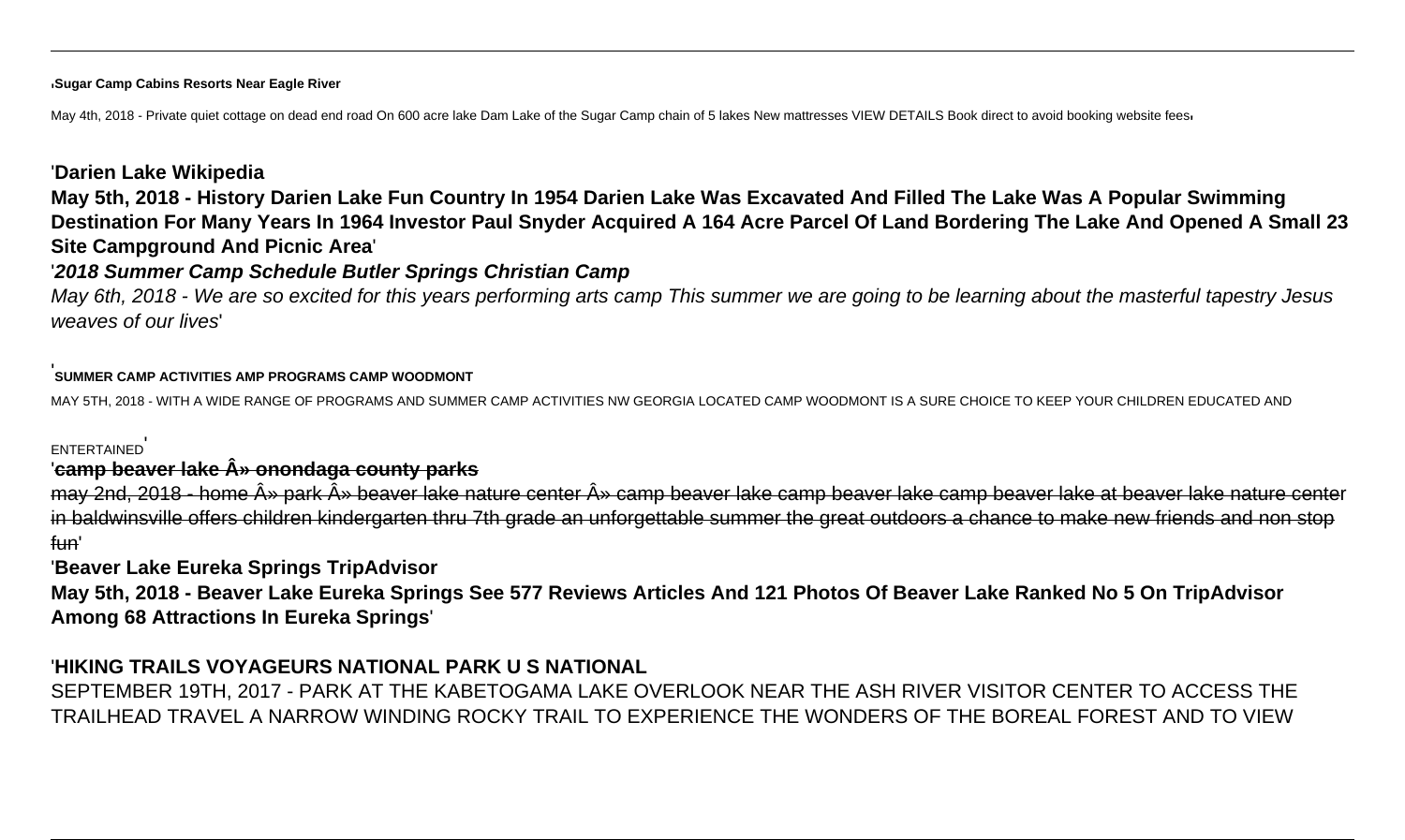'**Sugar Camp Cabins Resorts Near Eagle River**

May 4th, 2018 - Private quiet cottage on dead end road On 600 acre lake Dam Lake of the Sugar Camp chain of 5 lakes New mattresses VIEW DETAILS Book direct to avoid booking website fees'

'**Darien Lake Wikipedia**

**May 5th, 2018 - History Darien Lake Fun Country In 1954 Darien Lake Was Excavated And Filled The Lake Was A Popular Swimming Destination For Many Years In 1964 Investor Paul Snyder Acquired A 164 Acre Parcel Of Land Bordering The Lake And Opened A Small 23 Site Campground And Picnic Area**'

'***2018 Summer Camp Schedule Butler Springs Christian Camp***

*May 6th, 2018 - We are so excited for this years performing arts camp This summer we are going to be learning about the masterful tapestry Jesus weaves of our lives*'

'**SUMMER CAMP ACTIVITIES AMP PROGRAMS CAMP WOODMONT**

MAY 5TH, 2018 - WITH A WIDE RANGE OF PROGRAMS AND SUMMER CAMP ACTIVITIES NW GEORGIA LOCATED CAMP WOODMONT IS A SURE CHOICE TO KEEP YOUR CHILDREN EDUCATED AND ENTERTAINED'

'**~~camp beaver lake Â» onondaga county parks~~**

~~may 2nd, 2018 - home Â» park Â» beaver lake nature center Â» camp beaver lake camp beaver lake camp beaver lake at beaver lake nature center in baldwinsville offers children kindergarten thru 7th grade an unforgettable summer the great outdoors a chance to make new friends and non stop fun~~'

'**Beaver Lake Eureka Springs TripAdvisor**

**May 5th, 2018 - Beaver Lake Eureka Springs See 577 Reviews Articles And 121 Photos Of Beaver Lake Ranked No 5 On TripAdvisor Among 68 Attractions In Eureka Springs**'

'**HIKING TRAILS VOYAGEURS NATIONAL PARK U S NATIONAL**

SEPTEMBER 19TH, 2017 - PARK AT THE KABETOGAMA LAKE OVERLOOK NEAR THE ASH RIVER VISITOR CENTER TO ACCESS THE TRAILHEAD TRAVEL A NARROW WINDING ROCKY TRAIL TO EXPERIENCE THE WONDERS OF THE BOREAL FOREST AND TO VIEW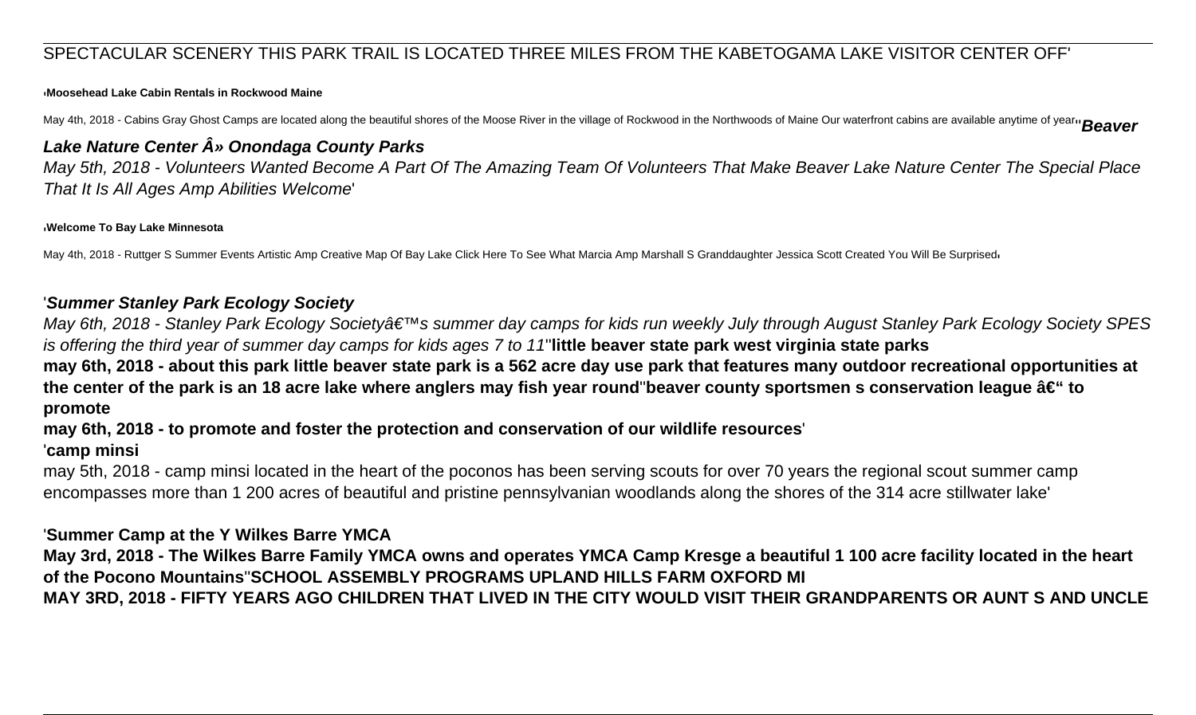SPECTACULAR SCENERY THIS PARK TRAIL IS LOCATED THREE MILES FROM THE KABETOGAMA LAKE VISITOR CENTER OFF'

'**Moosehead Lake Cabin Rentals in Rockwood Maine**

May 4th, 2018 - Cabins Gray Ghost Camps are located along the beautiful shores of the Moose River in the village of Rockwood in the Northwoods of Maine Our waterfront cabins are available anytime of year''***Beaver Lake Nature Center Â» Onondaga County Parks***

*May 5th, 2018 - Volunteers Wanted Become A Part Of The Amazing Team Of Volunteers That Make Beaver Lake Nature Center The Special Place That It Is All Ages Amp Abilities Welcome*'

'**Welcome To Bay Lake Minnesota**

May 4th, 2018 - Ruttger S Summer Events Artistic Amp Creative Map Of Bay Lake Click Here To See What Marcia Amp Marshall S Granddaughter Jessica Scott Created You Will Be Surprised'

'***Summer Stanley Park Ecology Society***

*May 6th, 2018 - Stanley Park Ecology Societyâ€™s summer day camps for kids run weekly July through August Stanley Park Ecology Society SPES is offering the third year of summer day camps for kids ages 7 to 11*''**little beaver state park west virginia state parks**

**may 6th, 2018 - about this park little beaver state park is a 562 acre day use park that features many outdoor recreational opportunities at the center of the park is an 18 acre lake where anglers may fish year round**''**beaver county sportsmen s conservation league â€“ to promote**

**may 6th, 2018 - to promote and foster the protection and conservation of our wildlife resources**'

'**camp minsi**

may 5th, 2018 - camp minsi located in the heart of the poconos has been serving scouts for over 70 years the regional scout summer camp encompasses more than 1 200 acres of beautiful and pristine pennsylvanian woodlands along the shores of the 314 acre stillwater lake'

'**Summer Camp at the Y Wilkes Barre YMCA**

**May 3rd, 2018 - The Wilkes Barre Family YMCA owns and operates YMCA Camp Kresge a beautiful 1 100 acre facility located in the heart of the Pocono Mountains**''**SCHOOL ASSEMBLY PROGRAMS UPLAND HILLS FARM OXFORD MI**

**MAY 3RD, 2018 - FIFTY YEARS AGO CHILDREN THAT LIVED IN THE CITY WOULD VISIT THEIR GRANDPARENTS OR AUNT S AND UNCLE**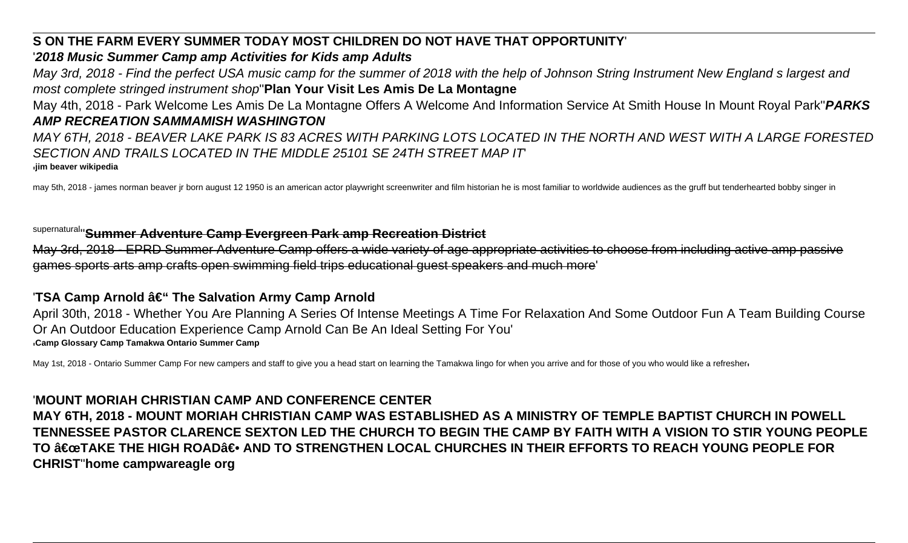**S ON THE FARM EVERY SUMMER TODAY MOST CHILDREN DO NOT HAVE THAT OPPORTUNITY**'

'***2018 Music Summer Camp amp Activities for Kids amp Adults***

*May 3rd, 2018 - Find the perfect USA music camp for the summer of 2018 with the help of Johnson String Instrument New England s largest and most complete stringed instrument shop*''**Plan Your Visit Les Amis De La Montagne**

May 4th, 2018 - Park Welcome Les Amis De La Montagne Offers A Welcome And Information Service At Smith House In Mount Royal Park''***PARKS AMP RECREATION SAMMAMISH WASHINGTON***

*MAY 6TH, 2018 - BEAVER LAKE PARK IS 83 ACRES WITH PARKING LOTS LOCATED IN THE NORTH AND WEST WITH A LARGE FORESTED SECTION AND TRAILS LOCATED IN THE MIDDLE 25101 SE 24TH STREET MAP IT*'

'**jim beaver wikipedia**

may 5th, 2018 - james norman beaver jr born august 12 1950 is an american actor playwright screenwriter and film historian he is most familiar to worldwide audiences as the gruff but tenderhearted bobby singer in supernatural''**Summer Adventure Camp Evergreen Park amp Recreation District**

May 3rd, 2018 - EPRD Summer Adventure Camp offers a wide variety of age appropriate activities to choose from including active amp passive games sports arts amp crafts open swimming field trips educational guest speakers and much more'

'**TSA Camp Arnold â€“ The Salvation Army Camp Arnold**

April 30th, 2018 - Whether You Are Planning A Series Of Intense Meetings A Time For Relaxation And Some Outdoor Fun A Team Building Course Or An Outdoor Education Experience Camp Arnold Can Be An Ideal Setting For You'

'**Camp Glossary Camp Tamakwa Ontario Summer Camp**

May 1st, 2018 - Ontario Summer Camp For new campers and staff to give you a head start on learning the Tamakwa lingo for when you arrive and for those of you who would like a refresher'

'**MOUNT MORIAH CHRISTIAN CAMP AND CONFERENCE CENTER**

**MAY 6TH, 2018 - MOUNT MORIAH CHRISTIAN CAMP WAS ESTABLISHED AS A MINISTRY OF TEMPLE BAPTIST CHURCH IN POWELL TENNESSEE PASTOR CLARENCE SEXTON LED THE CHURCH TO BEGIN THE CAMP BY FAITH WITH A VISION TO STIR YOUNG PEOPLE TO â€œTAKE THE HIGH ROADâ€• AND TO STRENGTHEN LOCAL CHURCHES IN THEIR EFFORTS TO REACH YOUNG PEOPLE FOR CHRIST**''**home campwareagle org**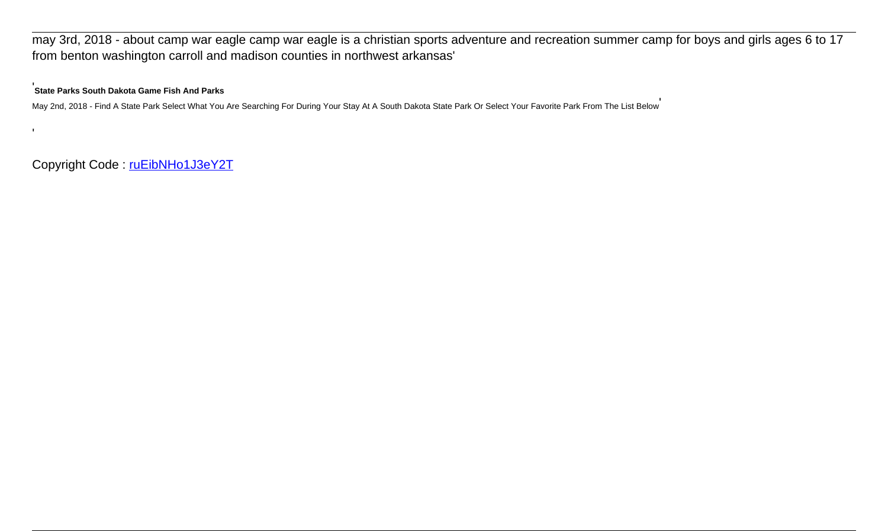may 3rd, 2018 - about camp war eagle camp war eagle is a christian sports adventure and recreation summer camp for boys and girls ages 6 to 17 from benton washington carroll and madison counties in northwest arkansas'

'**State Parks South Dakota Game Fish And Parks**

May 2nd, 2018 - Find A State Park Select What You Are Searching For During Your Stay At A South Dakota State Park Or Select Your Favorite Park From The List Below'

'

Copyright Code : ruEibNHo1J3eY2T